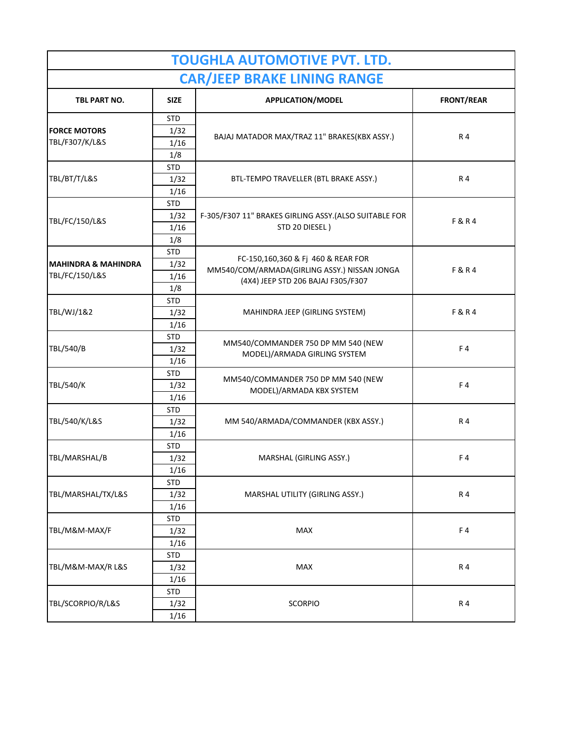# TOUGHLA AUTOMOTIVE PVT. LTD.

## CAR/JEEP BRAKE LINING RANGE

| TBL PART NO. | SIZE | APPLICATION/MODEL | FRONT/REAR |
|---|---|---|---|
| **FORCE MOTORS** TBL/F307/K/L&S | STD | BAJAJ MATADOR MAX/TRAZ 11" BRAKES(KBX ASSY.) | R 4 |
| | 1/32 | | |
| | 1/16 | | |
| | 1/8 | | |
| TBL/BT/T/L&S | STD | BTL-TEMPO TRAVELLER (BTL BRAKE ASSY.) | R 4 |
| | 1/32 | | |
| | 1/16 | | |
| TBL/FC/150/L&S | STD | F-305/F307 11" BRAKES GIRLING ASSY.(ALSO SUITABLE FOR STD 20 DIESEL ) | F & R 4 |
| | 1/32 | | |
| | 1/16 | | |
| | 1/8 | | |
| **MAHINDRA & MAHINDRA** TBL/FC/150/L&S | STD | FC-150,160,360 & Fj 460 & REAR FOR MM540/COM/ARMADA(GIRLING ASSY.) NISSAN JONGA (4X4) JEEP STD 206 BAJAJ F305/F307 | F & R 4 |
| | 1/32 | | |
| | 1/16 | | |
| | 1/8 | | |
| TBL/WJ/1&2 | STD | MAHINDRA JEEP (GIRLING SYSTEM) | F & R 4 |
| | 1/32 | | |
| | 1/16 | | |
| TBL/540/B | STD | MM540/COMMANDER 750 DP MM 540 (NEW MODEL)/ARMADA GIRLING SYSTEM | F 4 |
| | 1/32 | | |
| | 1/16 | | |
| TBL/540/K | STD | MM540/COMMANDER 750 DP MM 540 (NEW MODEL)/ARMADA KBX SYSTEM | F 4 |
| | 1/32 | | |
| | 1/16 | | |
| TBL/540/K/L&S | STD | MM 540/ARMADA/COMMANDER (KBX ASSY.) | R 4 |
| | 1/32 | | |
| | 1/16 | | |
| TBL/MARSHAL/B | STD | MARSHAL (GIRLING ASSY.) | F 4 |
| | 1/32 | | |
| | 1/16 | | |
| TBL/MARSHAL/TX/L&S | STD | MARSHAL UTILITY (GIRLING ASSY.) | R 4 |
| | 1/32 | | |
| | 1/16 | | |
| TBL/M&M-MAX/F | STD | MAX | F 4 |
| | 1/32 | | |
| | 1/16 | | |
| TBL/M&M-MAX/R L&S | STD | MAX | R 4 |
| | 1/32 | | |
| | 1/16 | | |
| TBL/SCORPIO/R/L&S | STD | SCORPIO | R 4 |
| | 1/32 | | |
| | 1/16 | | |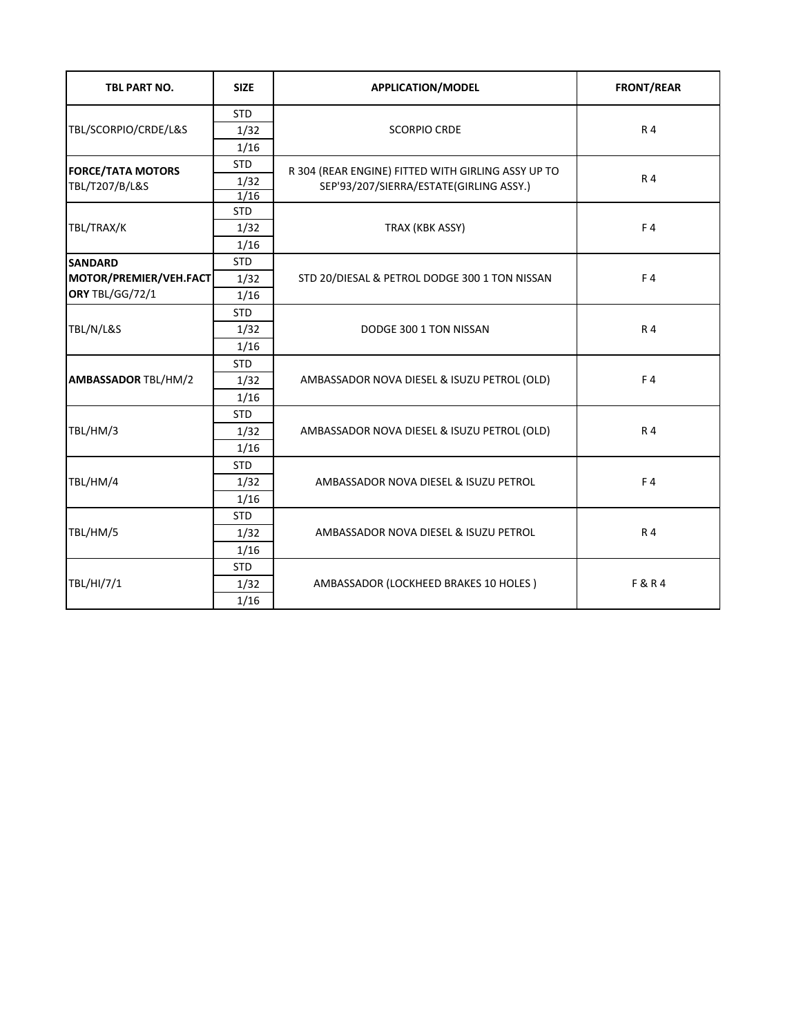| TBL PART NO. | SIZE | APPLICATION/MODEL | FRONT/REAR |
|---|---|---|---|
| TBL/SCORPIO/CRDE/L&S | STD | SCORPIO CRDE | R 4 |
| | 1/32 | | |
| | 1/16 | | |
| **FORCE/TATA MOTORS** TBL/T207/B/L&S | STD | R 304 (REAR ENGINE) FITTED WITH GIRLING ASSY UP TO SEP'93/207/SIERRA/ESTATE(GIRLING ASSY.) | R 4 |
| | 1/32 | | |
| | 1/16 | | |
| TBL/TRAX/K | STD | TRAX (KBK ASSY) | F 4 |
| | 1/32 | | |
| | 1/16 | | |
| **SANDARD MOTOR/PREMIER/VEH.FACTORY** TBL/GG/72/1 | STD | STD 20/DIESAL & PETROL DODGE 300 1 TON NISSAN | F 4 |
| | 1/32 | | |
| | 1/16 | | |
| TBL/N/L&S | STD | DODGE 300 1 TON NISSAN | R 4 |
| | 1/32 | | |
| | 1/16 | | |
| **AMBASSADOR** TBL/HM/2 | STD | AMBASSADOR NOVA DIESEL & ISUZU PETROL (OLD) | F 4 |
| | 1/32 | | |
| | 1/16 | | |
| TBL/HM/3 | STD | AMBASSADOR NOVA DIESEL & ISUZU PETROL (OLD) | R 4 |
| | 1/32 | | |
| | 1/16 | | |
| TBL/HM/4 | STD | AMBASSADOR NOVA DIESEL & ISUZU PETROL | F 4 |
| | 1/32 | | |
| | 1/16 | | |
| TBL/HM/5 | STD | AMBASSADOR NOVA DIESEL & ISUZU PETROL | R 4 |
| | 1/32 | | |
| | 1/16 | | |
| TBL/HI/7/1 | STD | AMBASSADOR (LOCKHEED BRAKES 10 HOLES ) | F & R 4 |
| | 1/32 | | |
| | 1/16 | | |